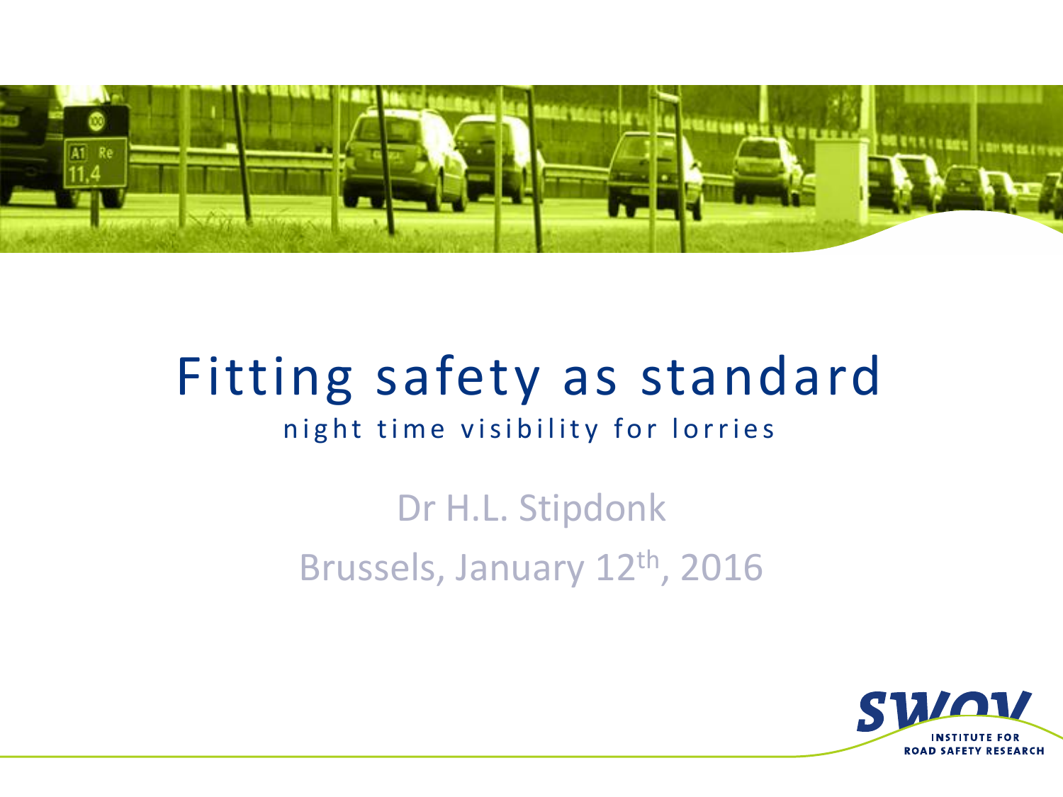# Fitting safety as standard

## night time visibility for lorries

Dr H.L. Stipdonk

Brussels, January 12th, 2016

SWOV INSTITUTE FOR ROAD SAFETY RESEARCH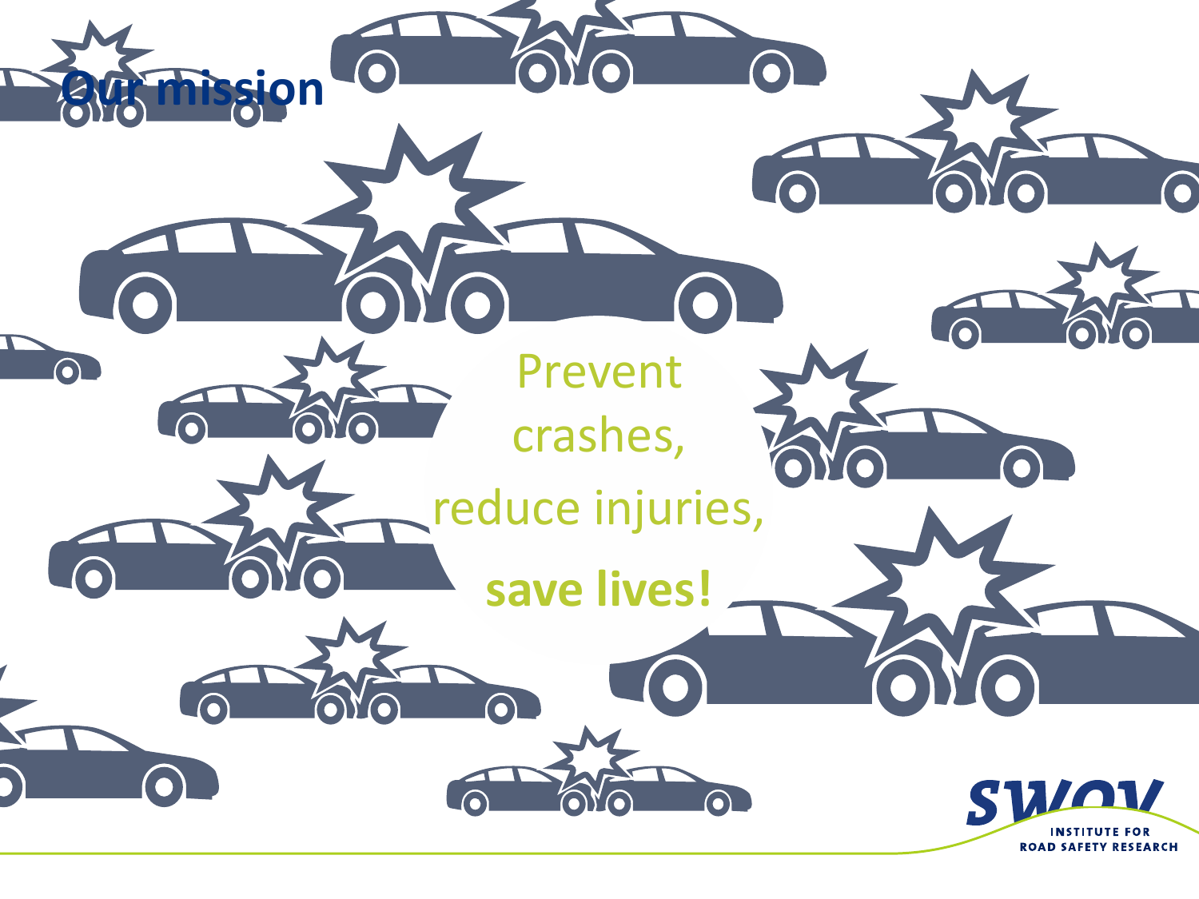# Our mission

Prevent crashes,

reduce injuries,

**save lives!**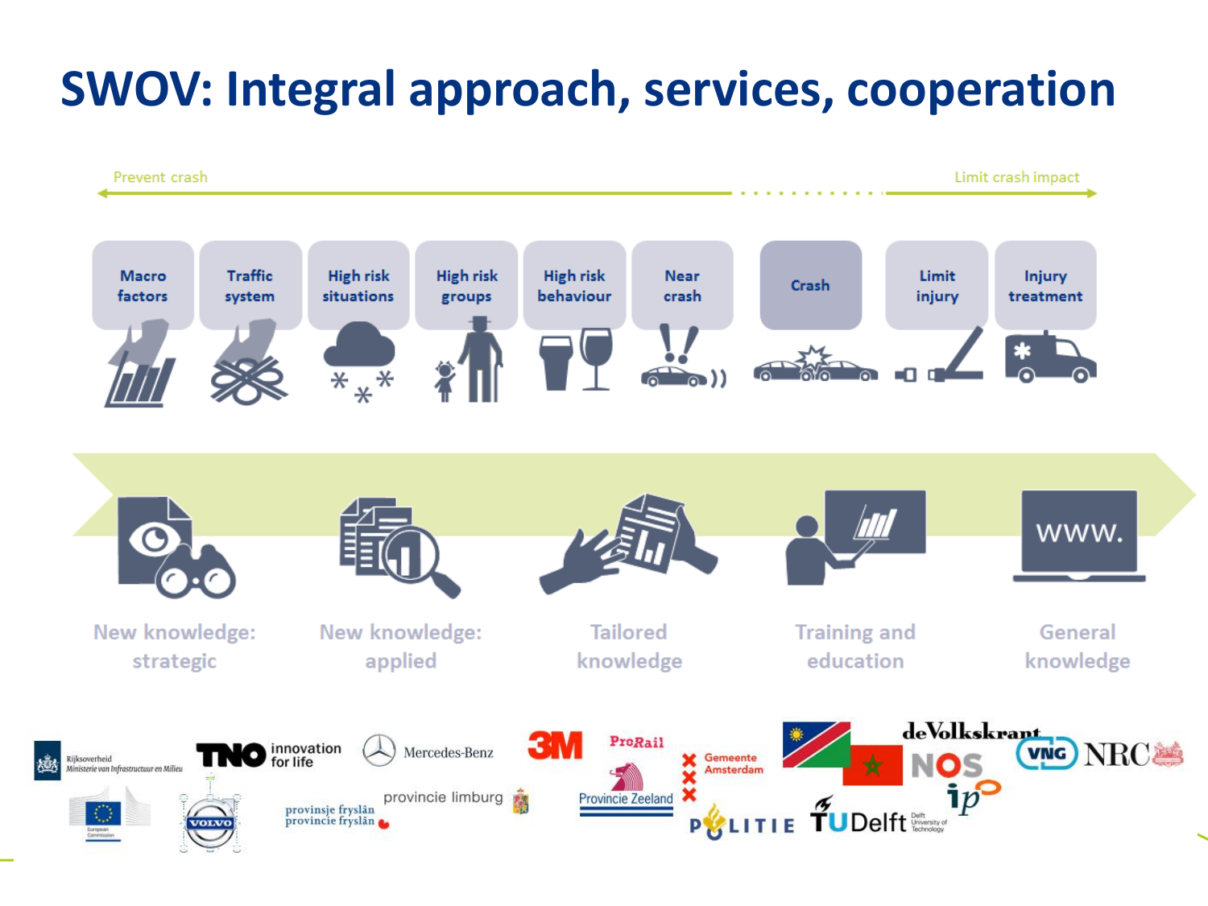# SWOV: Integral approach, services, cooperation

Prevent crash ............ Limit crash impact

Macro factors | Traffic system | High risk situations | High risk groups | High risk behaviour | Near crash | Crash | Limit injury | Injury treatment

New knowledge: strategic

New knowledge: applied

Tailored knowledge

Training and education

General knowledge

www.

Rijksoverheid Ministerie van Infrastructuur en Milieu · TNO innovation for life · Mercedes-Benz · 3M · ProRail · Gemeente Amsterdam · deVolkskrant · NOS · VNG · NRC · European Commission · Volvo · provinsje fryslân provincie fryslân · provincie limburg · Provincie Zeeland · POLITIE · TU Delft Delft University of Technology · ipo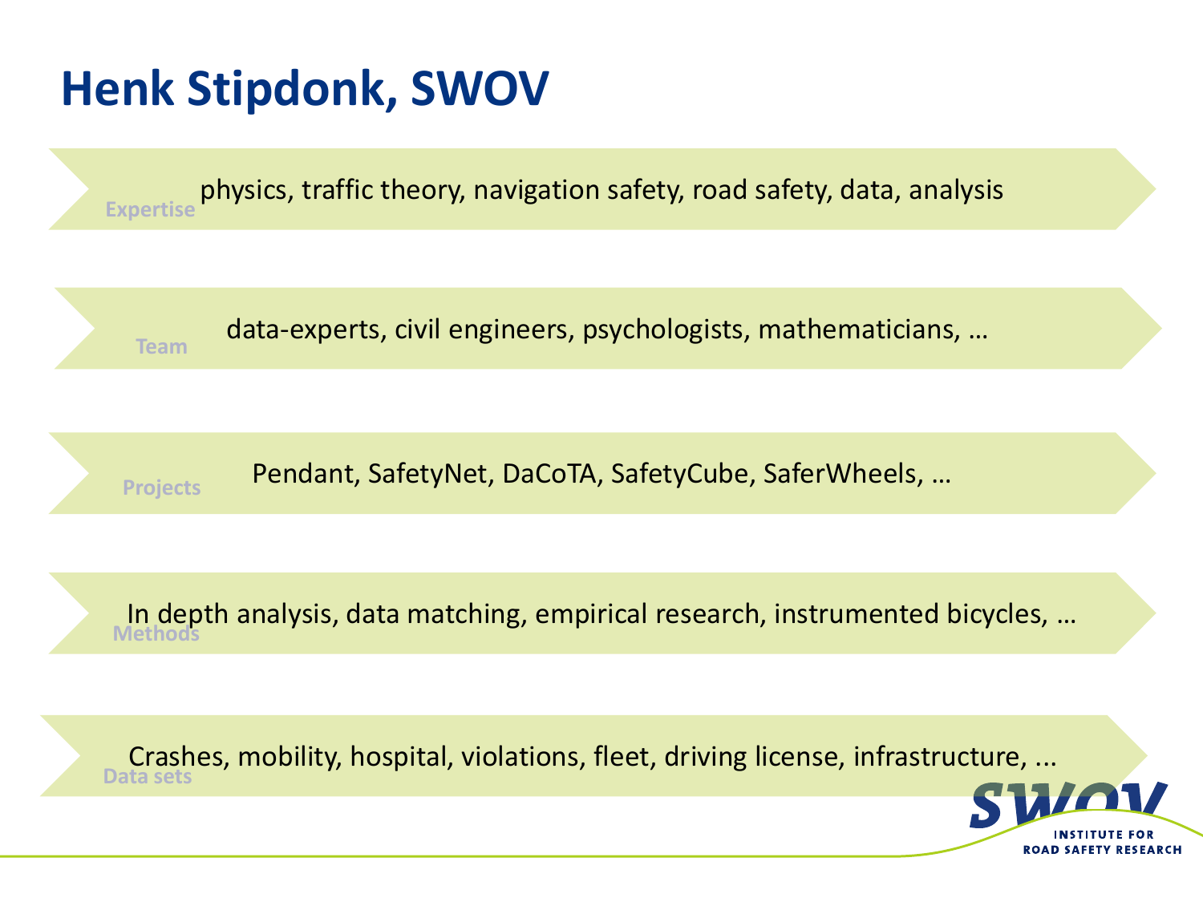# Henk Stipdonk, SWOV

**Expertise**: physics, traffic theory, navigation safety, road safety, data, analysis

**Team**: data-experts, civil engineers, psychologists, mathematicians, …

**Projects**: Pendant, SafetyNet, DaCoTA, SafetyCube, SaferWheels, …

**Methods**: In depth analysis, data matching, empirical research, instrumented bicycles, …

**Data sets**: Crashes, mobility, hospital, violations, fleet, driving license, infrastructure, ...

SWOV INSTITUTE FOR ROAD SAFETY RESEARCH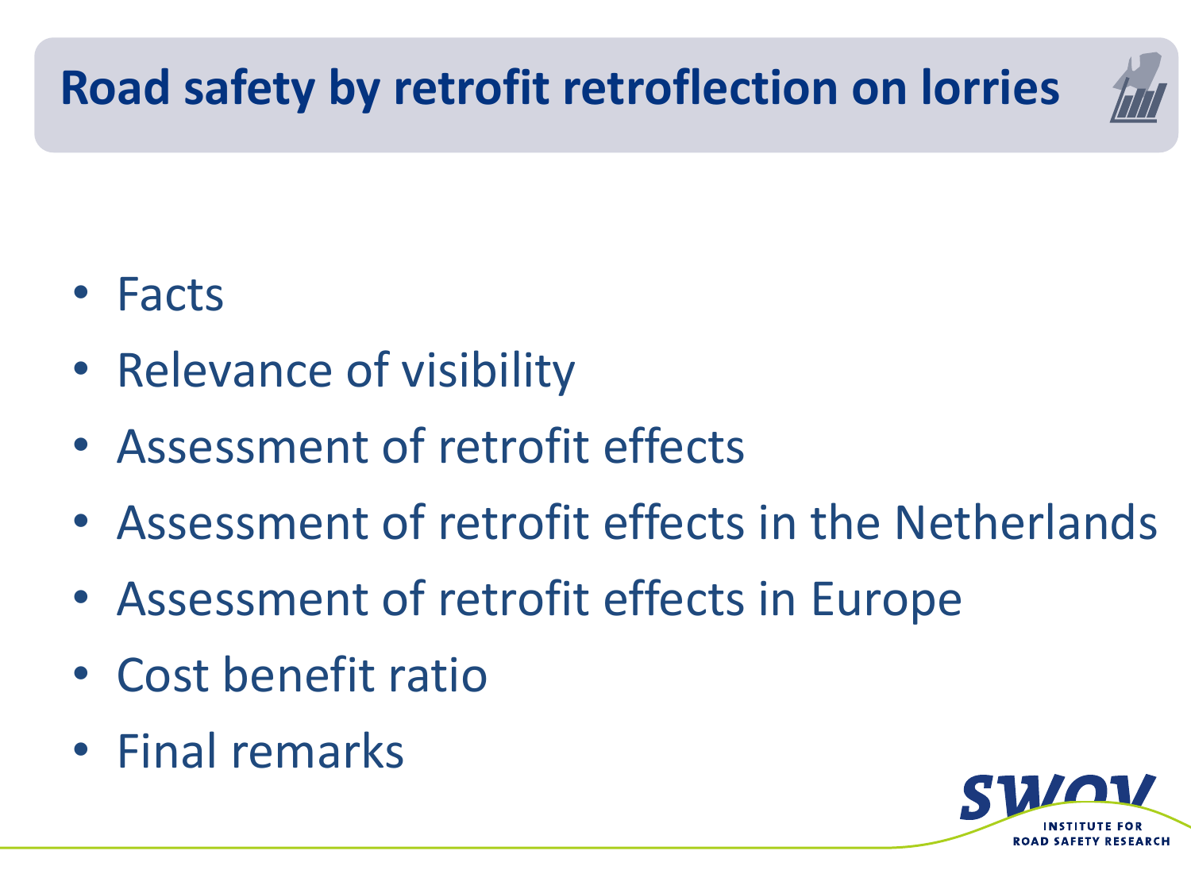# Road safety by retrofit retroflection on lorries

- Facts
- Relevance of visibility
- Assessment of retrofit effects
- Assessment of retrofit effects in the Netherlands
- Assessment of retrofit effects in Europe
- Cost benefit ratio
- Final remarks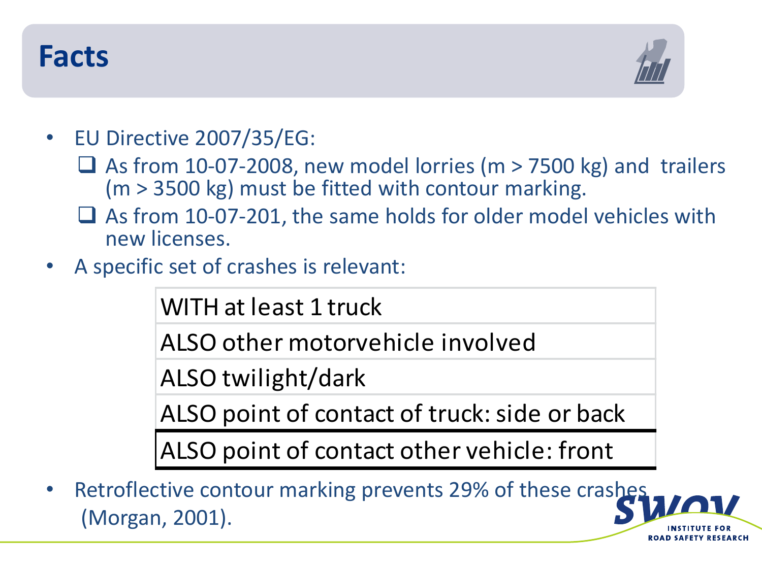# Facts

- EU Directive 2007/35/EG:
  - As from 10-07-2008, new model lorries (m > 7500 kg) and trailers (m > 3500 kg) must be fitted with contour marking.
  - As from 10-07-201, the same holds for older model vehicles with new licenses.
- A specific set of crashes is relevant:

| WITH at least 1 truck |
|---|
| ALSO other motorvehicle involved |
| ALSO twilight/dark |
| ALSO point of contact of truck: side or back |
| ALSO point of contact other vehicle: front |

- Retroflective contour marking prevents 29% of these crashes (Morgan, 2001).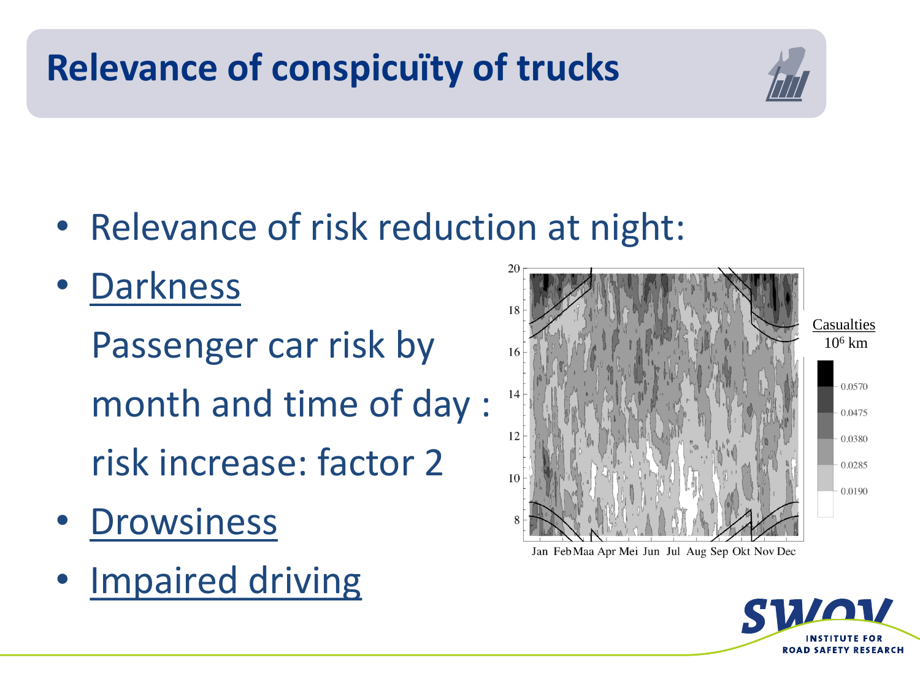# Relevance of conspicuïty of trucks

- Relevance of risk reduction at night:
- Darkness

  Passenger car risk by month and time of day : risk increase: factor 2
- Drowsiness
- Impaired driving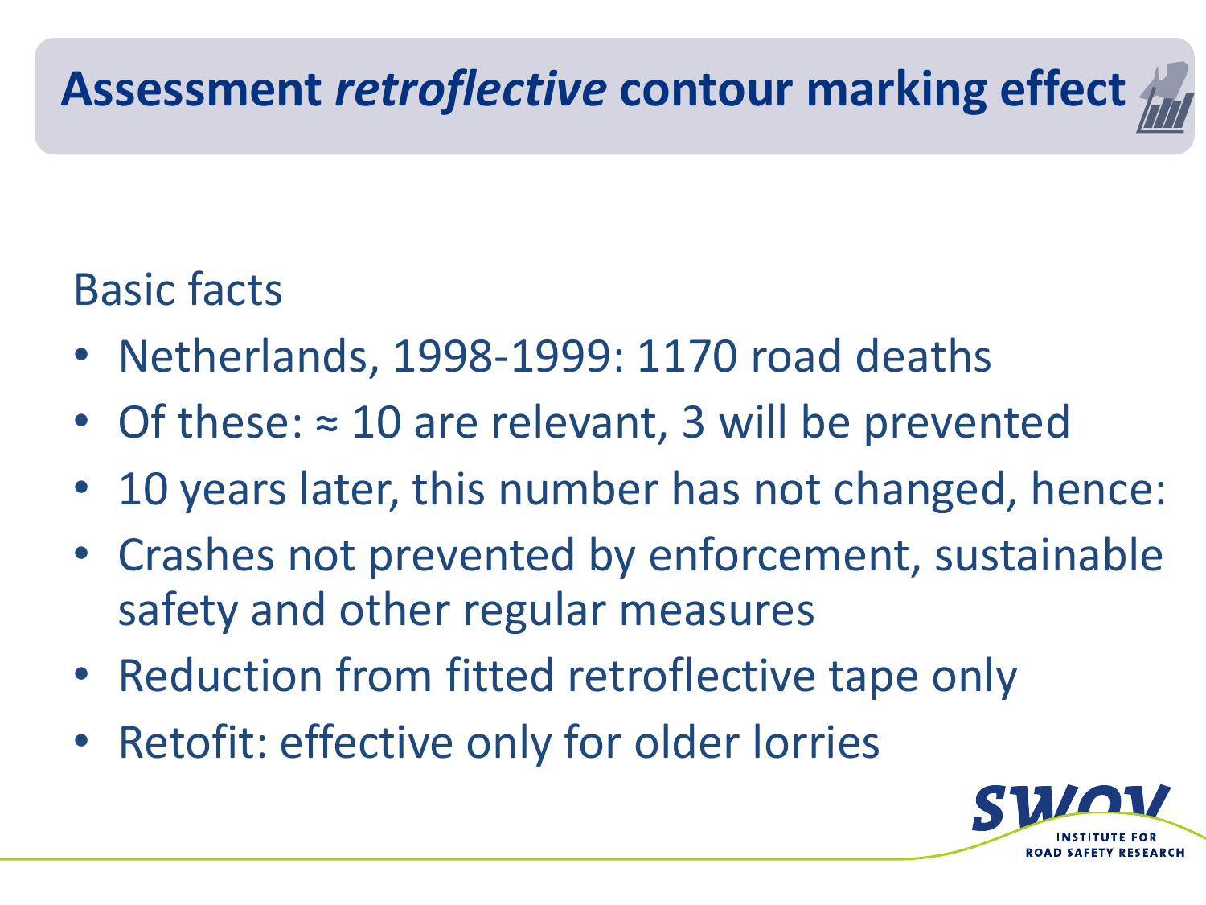# Assessment *retroflective* contour marking effect

Basic facts

- Netherlands, 1998-1999: 1170 road deaths
- Of these: ≈ 10 are relevant, 3 will be prevented
- 10 years later, this number has not changed, hence:
- Crashes not prevented by enforcement, sustainable safety and other regular measures
- Reduction from fitted retroflective tape only
- Retofit: effective only for older lorries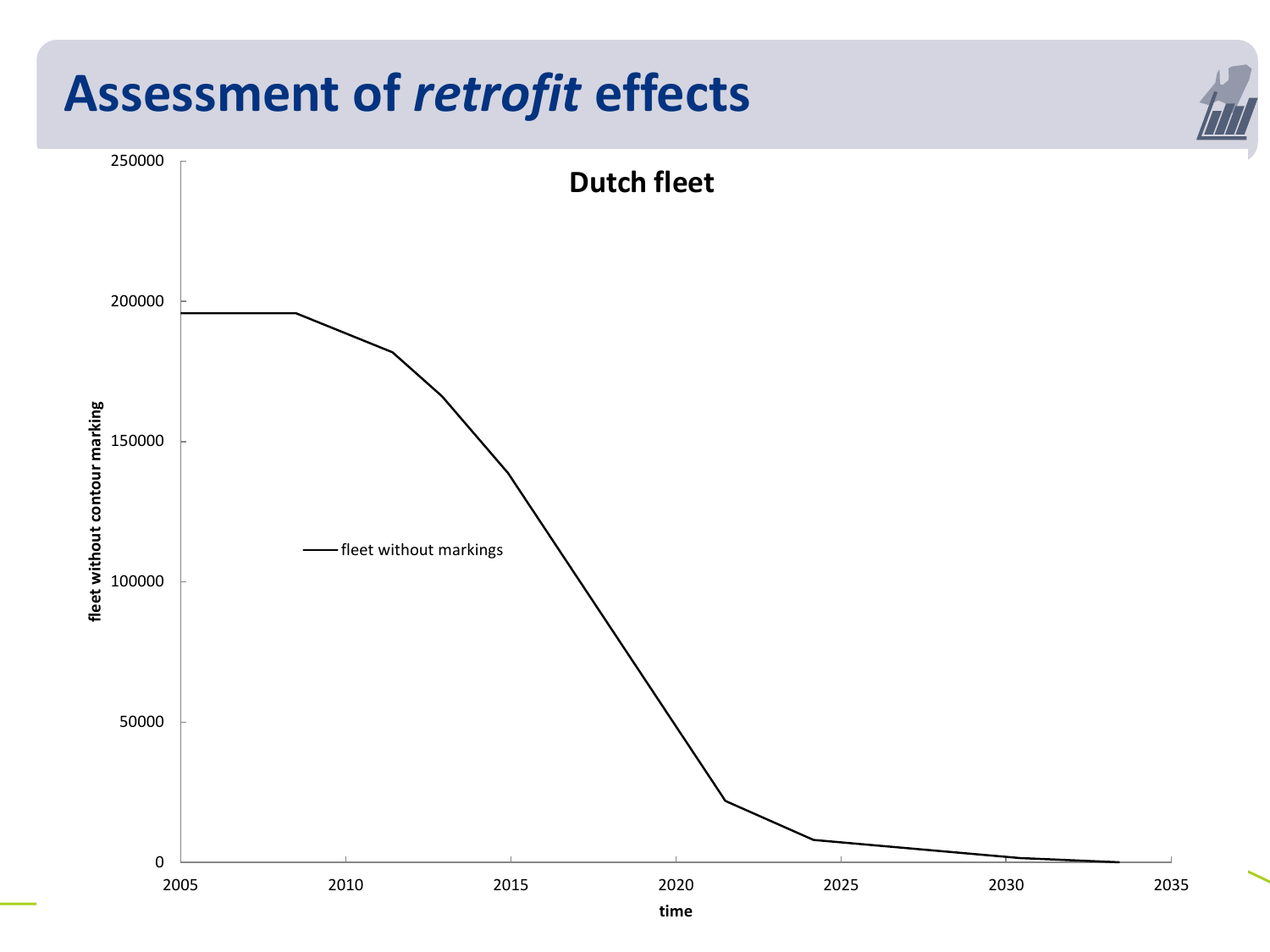# Assessment of *retrofit* effects

**Dutch fleet**

fleet without contour marking

250000
200000
150000
100000
50000
0

fleet without markings

2005 2010 2015 2020 2025 2030 2035

time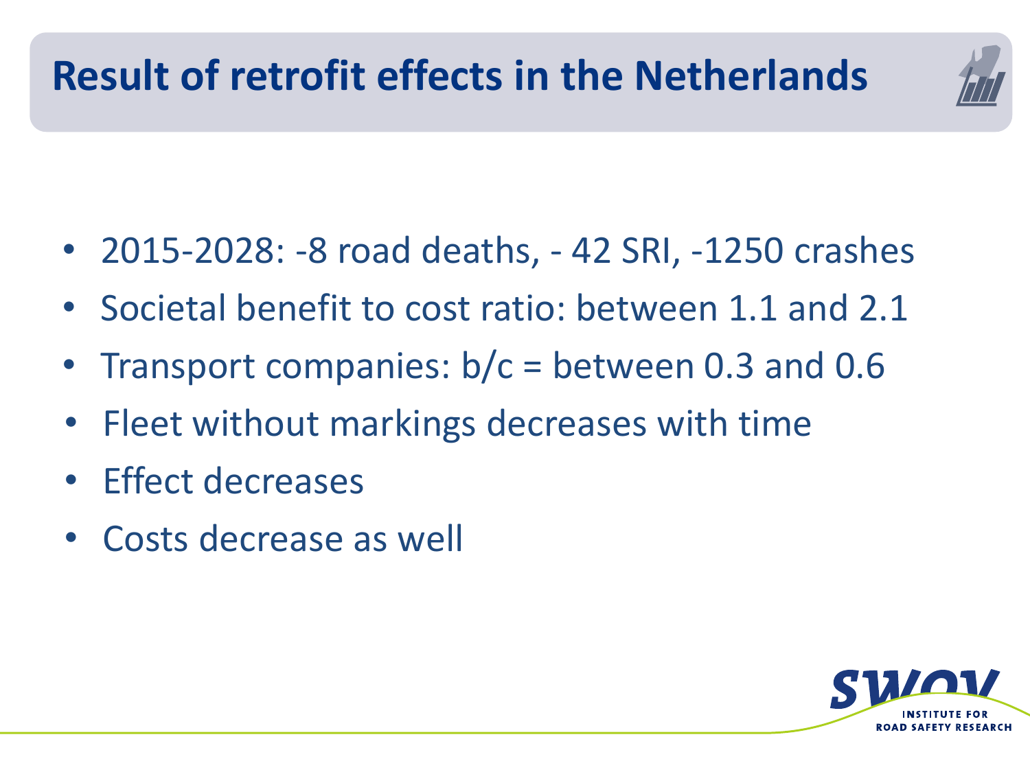# Result of retrofit effects in the Netherlands

- 2015-2028: -8 road deaths, - 42 SRI, -1250 crashes
- Societal benefit to cost ratio: between 1.1 and 2.1
- Transport companies: b/c = between 0.3 and 0.6
- Fleet without markings decreases with time
- Effect decreases
- Costs decrease as well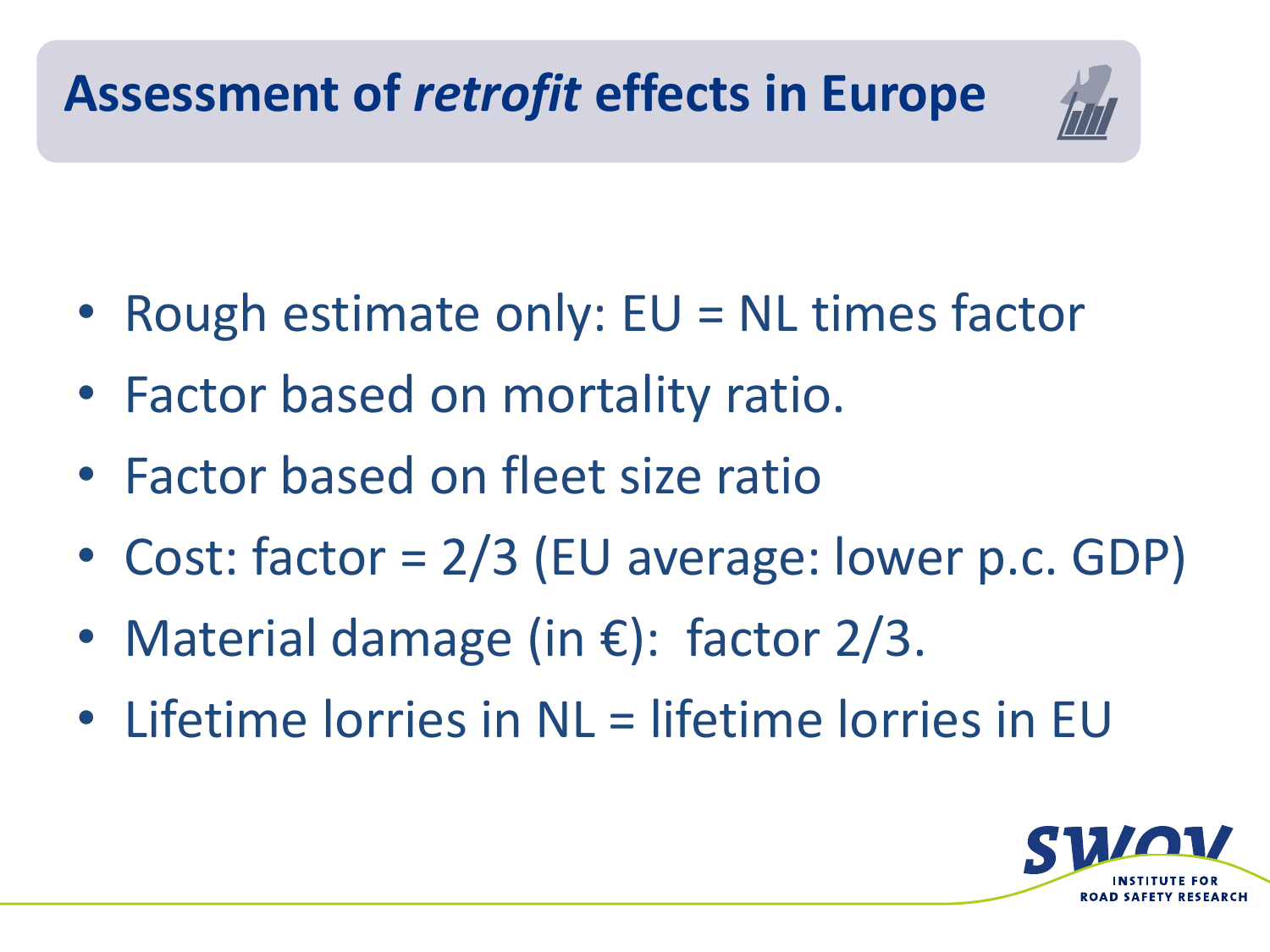# Assessment of *retrofit* effects in Europe

- Rough estimate only: EU = NL times factor
- Factor based on mortality ratio.
- Factor based on fleet size ratio
- Cost: factor = 2/3 (EU average: lower p.c. GDP)
- Material damage (in €): factor 2/3.
- Lifetime lorries in NL = lifetime lorries in EU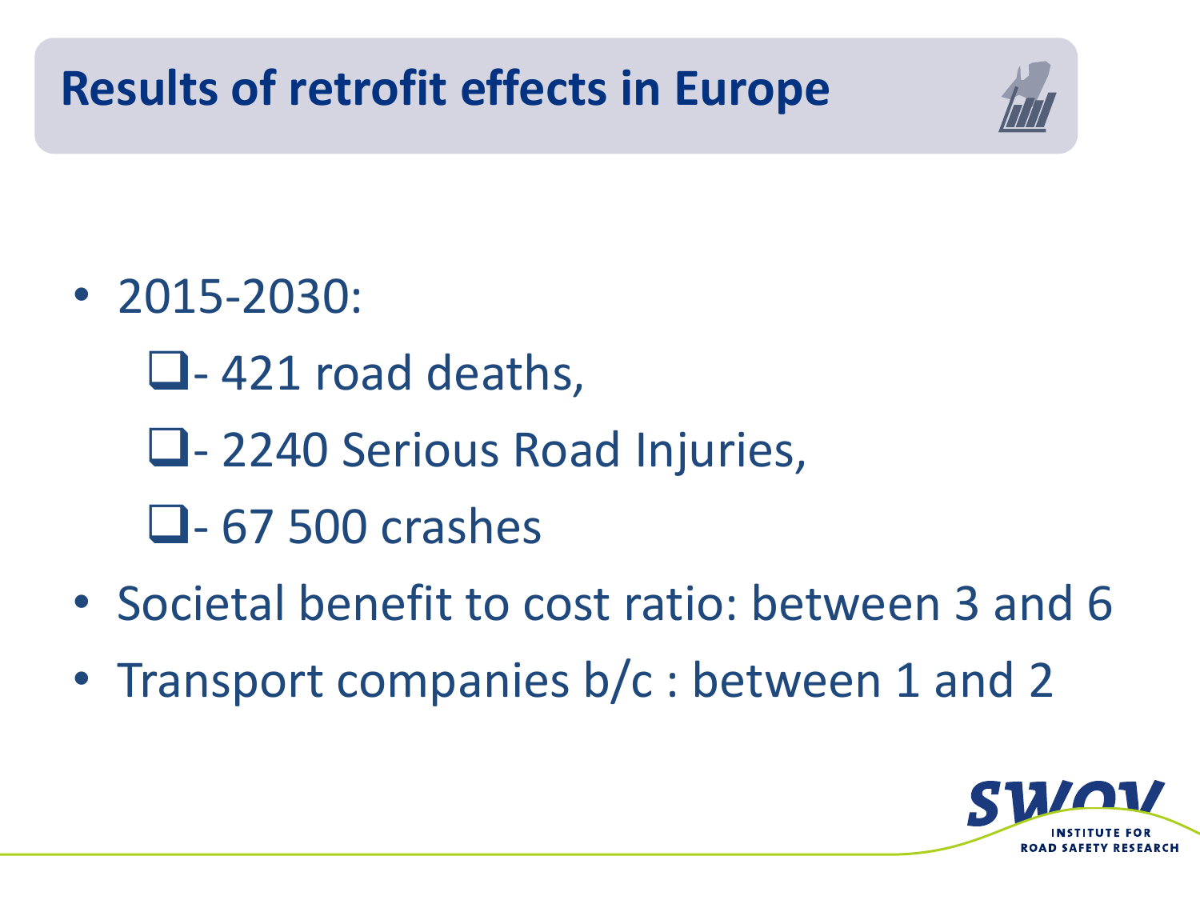# Results of retrofit effects in Europe

- 2015-2030:
  - - 421 road deaths,
  - - 2240 Serious Road Injuries,
  - - 67 500 crashes
- Societal benefit to cost ratio: between 3 and 6
- Transport companies b/c : between 1 and 2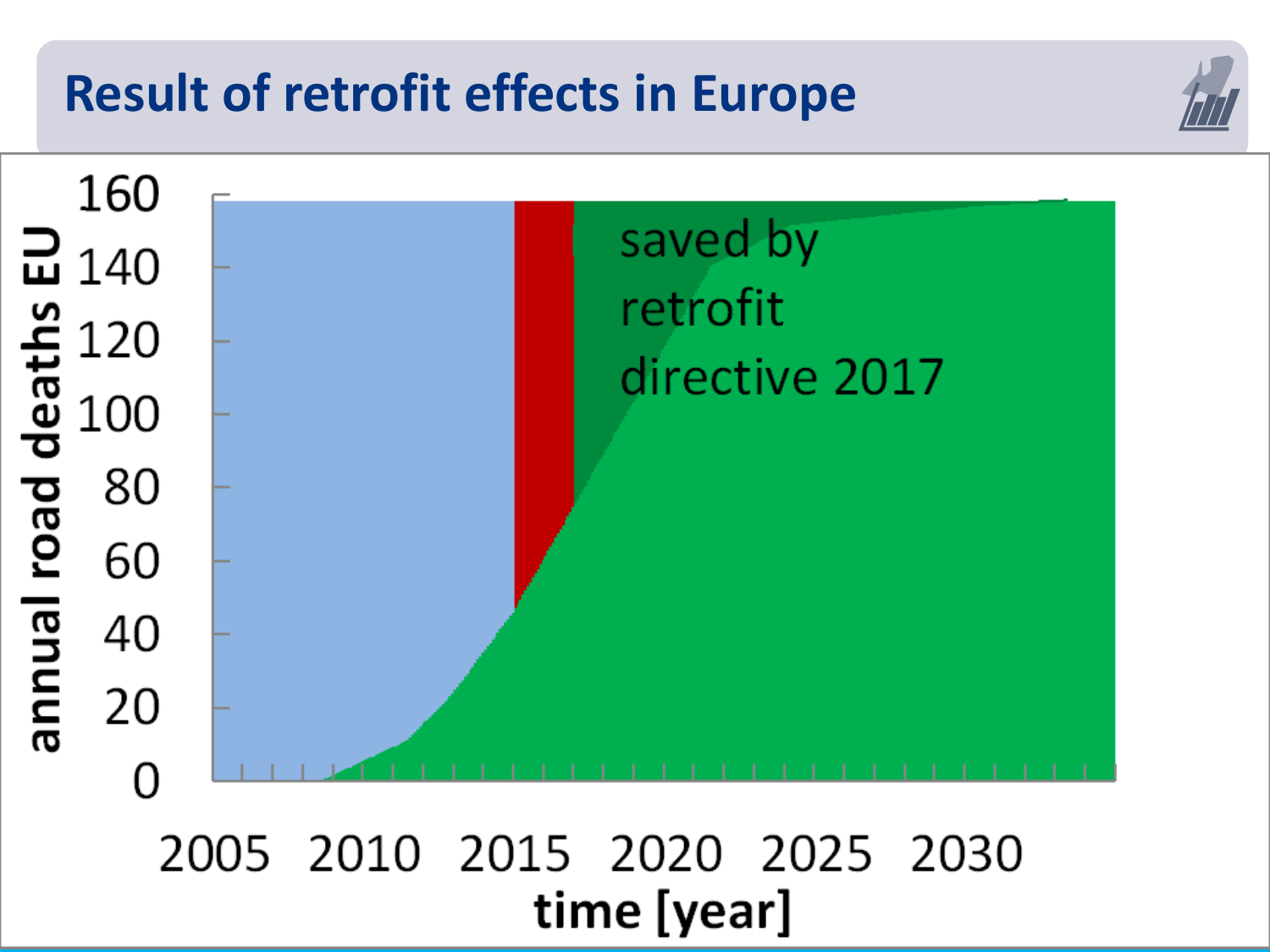# Result of retrofit effects in Europe

saved by retrofit directive 2017

annual road deaths EU

160
140
120
100
80
60
40
20
0

2005 2010 2015 2020 2025 2030

time [year]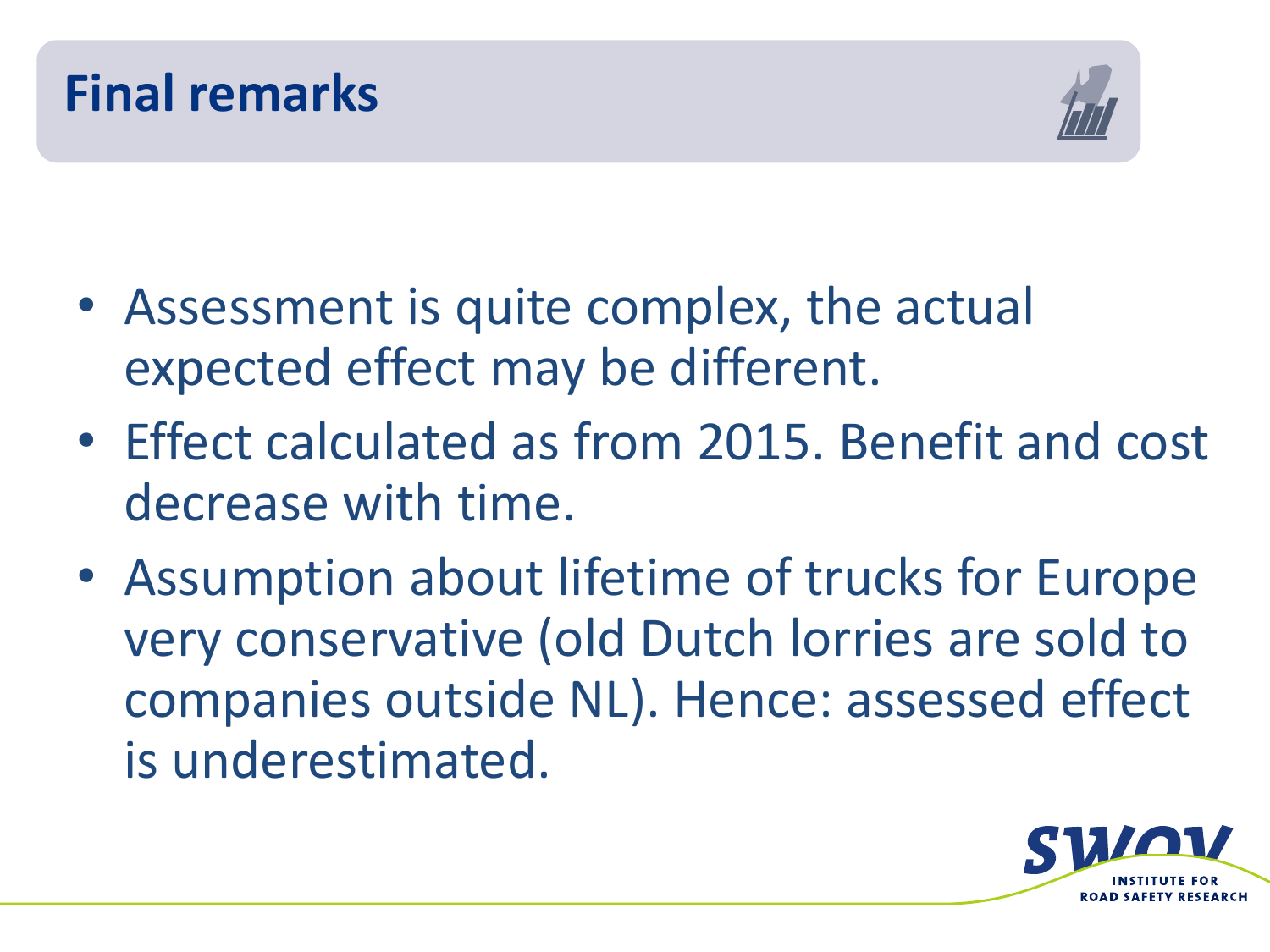# Final remarks

- Assessment is quite complex, the actual expected effect may be different.
- Effect calculated as from 2015. Benefit and cost decrease with time.
- Assumption about lifetime of trucks for Europe very conservative (old Dutch lorries are sold to companies outside NL). Hence: assessed effect is underestimated.